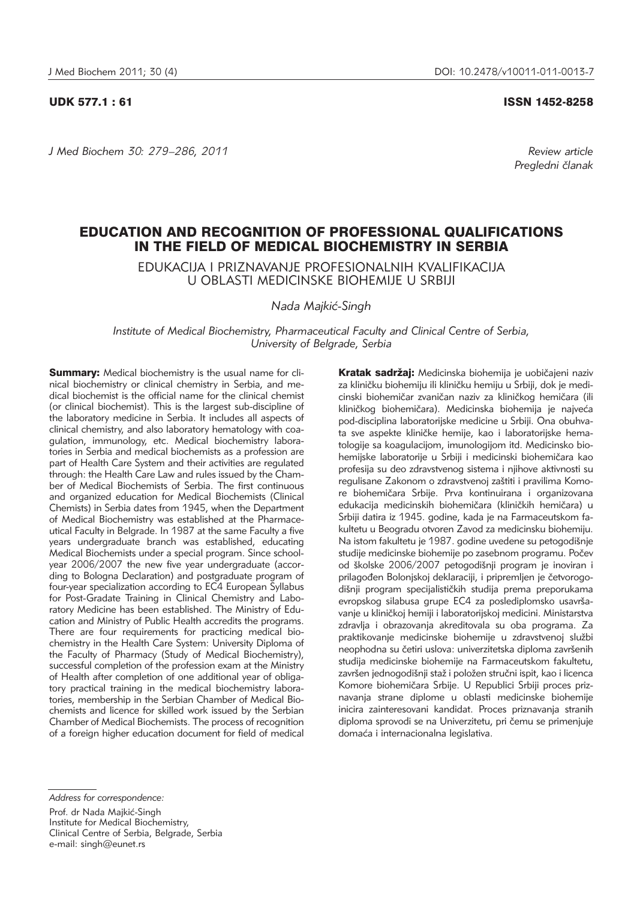UDK 577.1 : 61 ISSN 1452-8258

*Review article*
*Pregledni članak*

# EDUCATION AND RECOGNITION OF PROFESSIONAL QUALIFICATIONS IN THE FIELD OF MEDICAL BIOCHEMISTRY IN SERBIA

## EDUKACIJA I PRIZNAVANJE PROFESIONALNIH KVALIFIKACIJA U OBLASTI MEDICINSKE BIOHEMIJE U SRBIJI

*Nada Majkić-Singh*

*Institute of Medical Biochemistry, Pharmaceutical Faculty and Clinical Centre of Serbia, University of Belgrade, Serbia*

**Summary:** Medical biochemistry is the usual name for clinical biochemistry or clinical chemistry in Serbia, and medical biochemist is the official name for the clinical chemist (or clinical biochemist). This is the largest sub-discipline of the laboratory medicine in Serbia. It includes all aspects of clinical chemistry, and also laboratory hematology with coagulation, immunology, etc. Medical biochemistry laboratories in Serbia and medical biochemists as a profession are part of Health Care System and their activities are regulated through: the Health Care Law and rules issued by the Chamber of Medical Biochemists of Serbia. The first continuous and organized education for Medical Biochemists (Clinical Chemists) in Serbia dates from 1945, when the Department of Medical Biochemistry was established at the Pharmaceutical Faculty in Belgrade. In 1987 at the same Faculty a five years undergraduate branch was established, educating Medical Biochemists under a special program. Since schoolyear 2006/2007 the new five year undergraduate (according to Bologna Declaration) and postgraduate program of four-year specialization according to EC4 European Syllabus for Post-Gradate Training in Clinical Chemistry and Laboratory Medicine has been established. The Ministry of Education and Ministry of Public Health accredits the programs. There are four requirements for practicing medical biochemistry in the Health Care System: University Diploma of the Faculty of Pharmacy (Study of Medical Biochemistry), successful completion of the profession exam at the Ministry of Health after completion of one additional year of obligatory practical training in the medical biochemistry laboratories, membership in the Serbian Chamber of Medical Biochemists and licence for skilled work issued by the Serbian Chamber of Medical Biochemists. The process of recognition of a foreign higher education document for field of medical

**Kratak sadržaj:** Medicinska biohemija je uobičajeni naziv za kliničku biohemiju ili kliničku hemiju u Srbiji, dok je medicinski biohemičar zvaničan naziv za kliničkog hemičara (ili kliničkog biohemičara). Medicinska biohemija je najveća pod-disciplina laboratorijske medicine u Srbiji. Ona obuhvata sve aspekte kliničke hemije, kao i laboratorijske hematologije sa koagulacijom, imunologijom itd. Medicinsko biohemijske laboratorije u Srbiji i medicinski biohemičara kao profesija su deo zdravstvenog sistema i njihove aktivnosti su regulisane Zakonom o zdravstvenoj zaštiti i pravilima Komore biohemičara Srbije. Prva kontinuirana i organizovana edukacija medicinskih biohemičara (kliničkih hemičara) u Srbiji datira iz 1945. godine, kada je na Farmaceutskom fakultetu u Beogradu otvoren Zavod za medicinsku biohemiju. Na istom fakultetu je 1987. godine uvedene su petogodišnje studije medicinske biohemije po zasebnom programu. Počev od školske 2006/2007 petogodišnji program je inoviran i prilagođen Bolonjskoj deklaraciji, i pripremljen je četvorogodišnji program specijalističkih studija prema preporukama evropskog silabusa grupe EC4 za poslediplomsko usavršavanje u kliničkoj hemiji i laboratorijskoj medicini. Ministarstva zdravlja i obrazovanja akreditovala su oba programa. Za praktikovanje medicinske biohemije u zdravstvenoj službi neophodna su četiri uslova: univerzitetska diploma završenih studija medicinske biohemije na Farmaceutskom fakultetu, završen jednogodišnji staž i položen stručni ispit, kao i licenca Komore biohemičara Srbije. U Republici Srbiji proces priznavanja strane diplome u oblasti medicinske biohemije inicira zainteresovani kandidat. Proces priznavanja stranih diploma sprovodi se na Univerzitetu, pri čemu se primenjuje domaća i internacionalna legislativa.

---

*Address for correspondence:*

Prof. dr Nada Majkić-Singh
Institute for Medical Biochemistry,
Clinical Centre of Serbia, Belgrade, Serbia
e-mail: singh@eunet.rs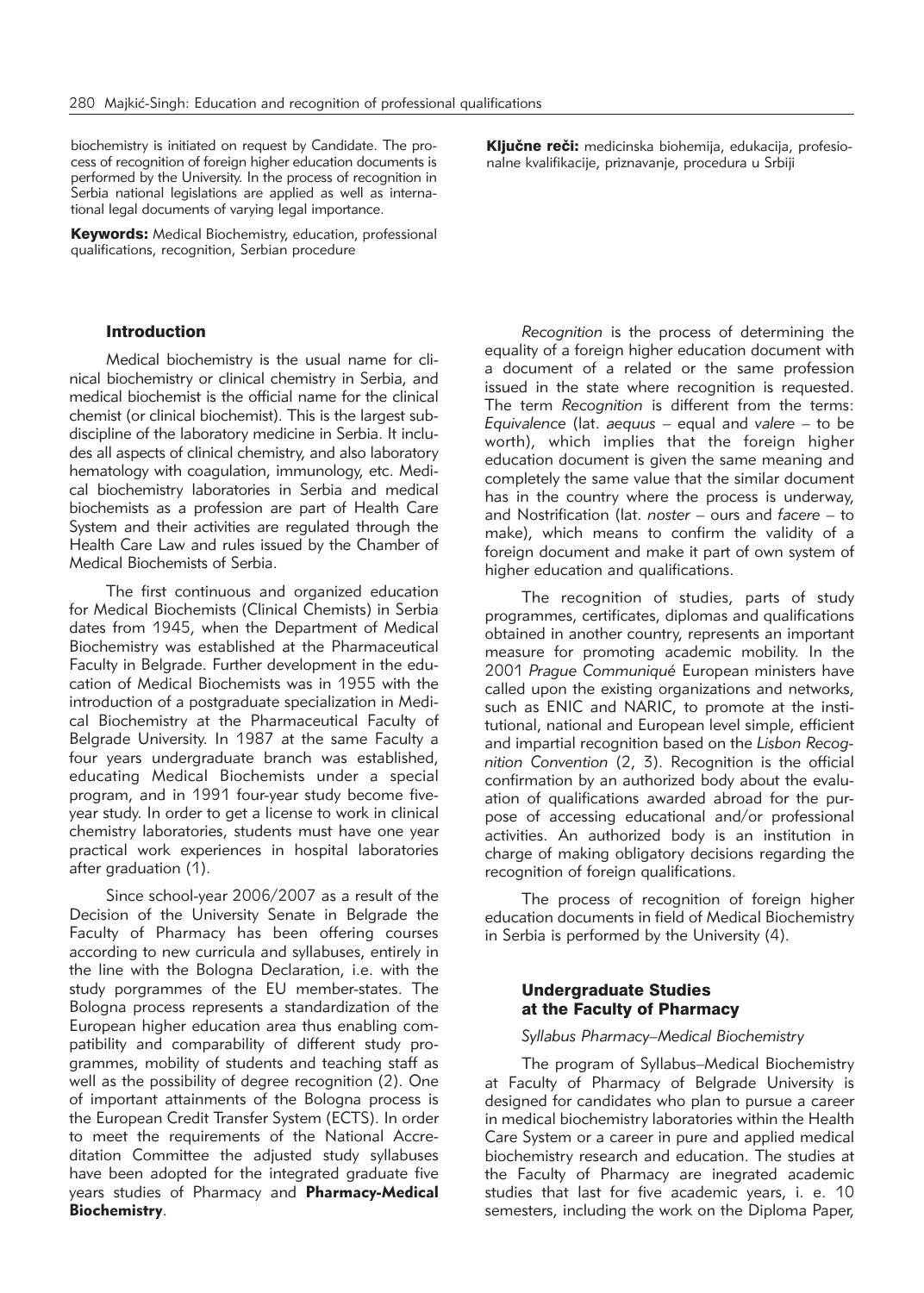biochemistry is initiated on request by Candidate. The process of recognition of foreign higher education documents is performed by the University. In the process of recognition in Serbia national legislations are applied as well as international legal documents of varying legal importance.

**Keywords:** Medical Biochemistry, education, professional qualifications, recognition, Serbian procedure

**Ključne reči:** medicinska biohemija, edukacija, profesionalne kvalifikacije, priznavanje, procedura u Srbiji

## Introduction

Medical biochemistry is the usual name for clinical biochemistry or clinical chemistry in Serbia, and medical biochemist is the official name for the clinical chemist (or clinical biochemist). This is the largest subdiscipline of the laboratory medicine in Serbia. It includes all aspects of clinical chemistry, and also laboratory hematology with coagulation, immunology, etc. Medical biochemistry laboratories in Serbia and medical biochemists as a profession are part of Health Care System and their activities are regulated through the Health Care Law and rules issued by the Chamber of Medical Biochemists of Serbia.

The first continuous and organized education for Medical Biochemists (Clinical Chemists) in Serbia dates from 1945, when the Department of Medical Biochemistry was established at the Pharmaceutical Faculty in Belgrade. Further development in the education of Medical Biochemists was in 1955 with the introduction of a postgraduate specialization in Medical Biochemistry at the Pharmaceutical Faculty of Belgrade University. In 1987 at the same Faculty a four years undergraduate branch was established, educating Medical Biochemists under a special program, and in 1991 four-year study become five-year study. In order to get a license to work in clinical chemistry laboratories, students must have one year practical work experiences in hospital laboratories after graduation (1).

Since school-year 2006/2007 as a result of the Decision of the University Senate in Belgrade the Faculty of Pharmacy has been offering courses according to new curricula and syllabuses, entirely in the line with the Bologna Declaration, i.e. with the study porgrammes of the EU member-states. The Bologna process represents a standardization of the European higher education area thus enabling compatibility and comparability of different study programmes, mobility of students and teaching staff as well as the possibility of degree recognition (2). One of important attainments of the Bologna process is the European Credit Transfer System (ECTS). In order to meet the requirements of the National Accreditation Committee the adjusted study syllabuses have been adopted for the integrated graduate five years studies of Pharmacy and **Pharmacy-Medical Biochemistry**.

*Recognition* is the process of determining the equality of a foreign higher education document with a document of a related or the same profession issued in the state where recognition is requested. The term *Recognition* is different from the terms: *Equivalence* (lat. *aequus* – equal and *valere* – to be worth), which implies that the foreign higher education document is given the same meaning and completely the same value that the similar document has in the country where the process is underway, and Nostrification (lat. *noster* – ours and *facere* – to make), which means to confirm the validity of a foreign document and make it part of own system of higher education and qualifications.

The recognition of studies, parts of study programmes, certificates, diplomas and qualifications obtained in another country, represents an important measure for promoting academic mobility. In the 2001 *Prague Communiqué* European ministers have called upon the existing organizations and networks, such as ENIC and NARIC, to promote at the institutional, national and European level simple, efficient and impartial recognition based on the *Lisbon Recognition Convention* (2, 3). Recognition is the official confirmation by an authorized body about the evaluation of qualifications awarded abroad for the purpose of accessing educational and/or professional activities. An authorized body is an institution in charge of making obligatory decisions regarding the recognition of foreign qualifications.

The process of recognition of foreign higher education documents in field of Medical Biochemistry in Serbia is performed by the University (4).

## Undergraduate Studies at the Faculty of Pharmacy

### *Syllabus Pharmacy–Medical Biochemistry*

The program of Syllabus–Medical Biochemistry at Faculty of Pharmacy of Belgrade University is designed for candidates who plan to pursue a career in medical biochemistry laboratories within the Health Care System or a career in pure and applied medical biochemistry research and education. The studies at the Faculty of Pharmacy are inegrated academic studies that last for five academic years, i. e. 10 semesters, including the work on the Diploma Paper,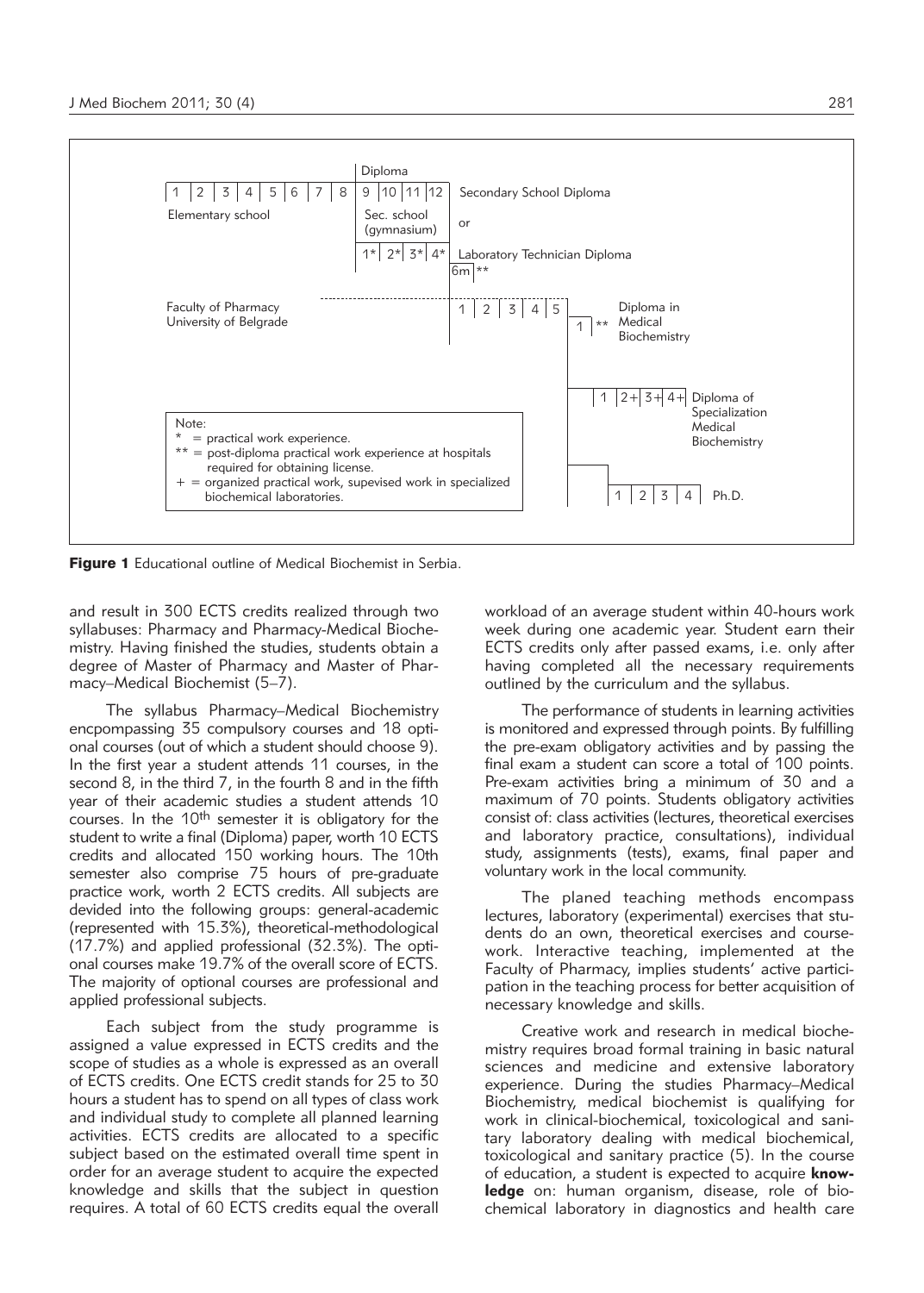Diploma

| 1 | 2 | 3 | 4 | 5 | 6 | 7 | 8 | 9 | 10 | 11 | 12 |
|---|---|---|---|---|---|---|---|---|---|---|---|

Elementary school — Sec. school (gymnasium) — Secondary School Diploma

or

1* 2* 3* 4* — Laboratory Technician Diploma

6m **

Faculty of Pharmacy University of Belgrade — 1 2 3 4 5 — 1 ** Diploma in Medical Biochemistry

1 2+ 3+ 4+ Diploma of Specialization Medical Biochemistry

1 2 3 4 Ph.D.

Note:
* = practical work experience.
** = post-diploma practical work experience at hospitals required for obtaining license.
+ = organized practical work, supevised work in specialized biochemical laboratories.

**Figure 1** Educational outline of Medical Biochemist in Serbia.

and result in 300 ECTS credits realized through two syllabuses: Pharmacy and Pharmacy-Medical Biochemistry. Having finished the studies, students obtain a degree of Master of Pharmacy and Master of Pharmacy–Medical Biochemist (5–7).

The syllabus Pharmacy–Medical Biochemistry encpompassing 35 compulsory courses and 18 optional courses (out of which a student should choose 9). In the first year a student attends 11 courses, in the second 8, in the third 7, in the fourth 8 and in the fifth year of their academic studies a student attends 10 courses. In the 10th semester it is obligatory for the student to write a final (Diploma) paper, worth 10 ECTS credits and allocated 150 working hours. The 10th semester also comprise 75 hours of pre-graduate practice work, worth 2 ECTS credits. All subjects are devided into the following groups: general-academic (represented with 15.3%), theoretical-methodological (17.7%) and applied professional (32.3%). The optional courses make 19.7% of the overall score of ECTS. The majority of optional courses are professional and applied professional subjects.

Each subject from the study programme is assigned a value expressed in ECTS credits and the scope of studies as a whole is expressed as an overall of ECTS credits. One ECTS credit stands for 25 to 30 hours a student has to spend on all types of class work and individual study to complete all planned learning activities. ECTS credits are allocated to a specific subject based on the estimated overall time spent in order for an average student to acquire the expected knowledge and skills that the subject in question requires. A total of 60 ECTS credits equal the overall workload of an average student within 40-hours work week during one academic year. Student earn their ECTS credits only after passed exams, i.e. only after having completed all the necessary requirements outlined by the curriculum and the syllabus.

The performance of students in learning activities is monitored and expressed through points. By fulfilling the pre-exam obligatory activities and by passing the final exam a student can score a total of 100 points. Pre-exam activities bring a minimum of 30 and a maximum of 70 points. Students obligatory activities consist of: class activities (lectures, theoretical exercises and laboratory practice, consultations), individual study, assignments (tests), exams, final paper and voluntary work in the local community.

The planed teaching methods encompass lectures, laboratory (experimental) exercises that students do an own, theoretical exercises and coursework. Interactive teaching, implemented at the Faculty of Pharmacy, implies students' active participation in the teaching process for better acquisition of necessary knowledge and skills.

Creative work and research in medical biochemistry requires broad formal training in basic natural sciences and medicine and extensive laboratory experience. During the studies Pharmacy–Medical Biochemistry, medical biochemist is qualifying for work in clinical-biochemical, toxicological and sanitary laboratory dealing with medical biochemical, toxicological and sanitary practice (5). In the course of education, a student is expected to acquire **knowledge** on: human organism, disease, role of biochemical laboratory in diagnostics and health care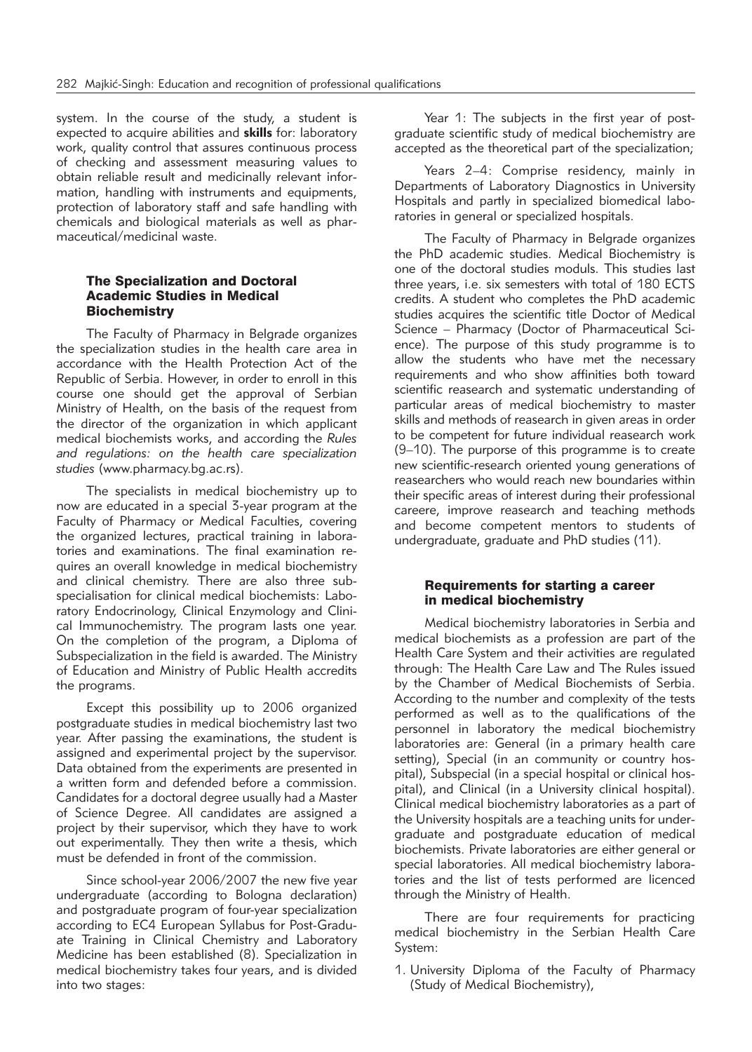system. In the course of the study, a student is expected to acquire abilities and **skills** for: laboratory work, quality control that assures continuous process of checking and assessment measuring values to obtain reliable result and medicinally relevant information, handling with instruments and equipments, protection of laboratory staff and safe handling with chemicals and biological materials as well as pharmaceutical/medicinal waste.

## The Specialization and Doctoral Academic Studies in Medical Biochemistry

The Faculty of Pharmacy in Belgrade organizes the specialization studies in the health care area in accordance with the Health Protection Act of the Republic of Serbia. However, in order to enroll in this course one should get the approval of Serbian Ministry of Health, on the basis of the request from the director of the organization in which applicant medical biochemists works, and according the *Rules and regulations: on the health care specialization studies* (www.pharmacy.bg.ac.rs).

The specialists in medical biochemistry up to now are educated in a special 3-year program at the Faculty of Pharmacy or Medical Faculties, covering the organized lectures, practical training in laboratories and examinations. The final examination requires an overall knowledge in medical biochemistry and clinical chemistry. There are also three subspecialisation for clinical medical biochemists: Laboratory Endocrinology, Clinical Enzymology and Clinical Immunochemistry. The program lasts one year. On the completion of the program, a Diploma of Subspecialization in the field is awarded. The Ministry of Education and Ministry of Public Health accredits the programs.

Except this possibility up to 2006 organized postgraduate studies in medical biochemistry last two year. After passing the examinations, the student is assigned and experimental project by the supervisor. Data obtained from the experiments are presented in a written form and defended before a commission. Candidates for a doctoral degree usually had a Master of Science Degree. All candidates are assigned a project by their supervisor, which they have to work out experimentally. They then write a thesis, which must be defended in front of the commission.

Since school-year 2006/2007 the new five year undergraduate (according to Bologna declaration) and postgraduate program of four-year specialization according to EC4 European Syllabus for Post-Graduate Training in Clinical Chemistry and Laboratory Medicine has been established (8). Specialization in medical biochemistry takes four years, and is divided into two stages:

Year 1: The subjects in the first year of postgraduate scientific study of medical biochemistry are accepted as the theoretical part of the specialization;

Years 2–4: Comprise residency, mainly in Departments of Laboratory Diagnostics in University Hospitals and partly in specialized biomedical laboratories in general or specialized hospitals.

The Faculty of Pharmacy in Belgrade organizes the PhD academic studies. Medical Biochemistry is one of the doctoral studies moduls. This studies last three years, i.e. six semesters with total of 180 ECTS credits. A student who completes the PhD academic studies acquires the scientific title Doctor of Medical Science – Pharmacy (Doctor of Pharmaceutical Science). The purpose of this study programme is to allow the students who have met the necessary requirements and who show affinities both toward scientific reasearch and systematic understanding of particular areas of medical biochemistry to master skills and methods of reasearch in given areas in order to be competent for future individual reasearch work (9–10). The purporse of this programme is to create new scientific-research oriented young generations of reasearchers who would reach new boundaries within their specific areas of interest during their professional careere, improve reasearch and teaching methods and become competent mentors to students of undergraduate, graduate and PhD studies (11).

## Requirements for starting a career in medical biochemistry

Medical biochemistry laboratories in Serbia and medical biochemists as a profession are part of the Health Care System and their activities are regulated through: The Health Care Law and The Rules issued by the Chamber of Medical Biochemists of Serbia. According to the number and complexity of the tests performed as well as to the qualifications of the personnel in laboratory the medical biochemistry laboratories are: General (in a primary health care setting), Special (in an community or country hospital), Subspecial (in a special hospital or clinical hospital), and Clinical (in a University clinical hospital). Clinical medical biochemistry laboratories as a part of the University hospitals are a teaching units for undergraduate and postgraduate education of medical biochemists. Private laboratories are either general or special laboratories. All medical biochemistry laboratories and the list of tests performed are licenced through the Ministry of Health.

There are four requirements for practicing medical biochemistry in the Serbian Health Care System:

1. University Diploma of the Faculty of Pharmacy (Study of Medical Biochemistry),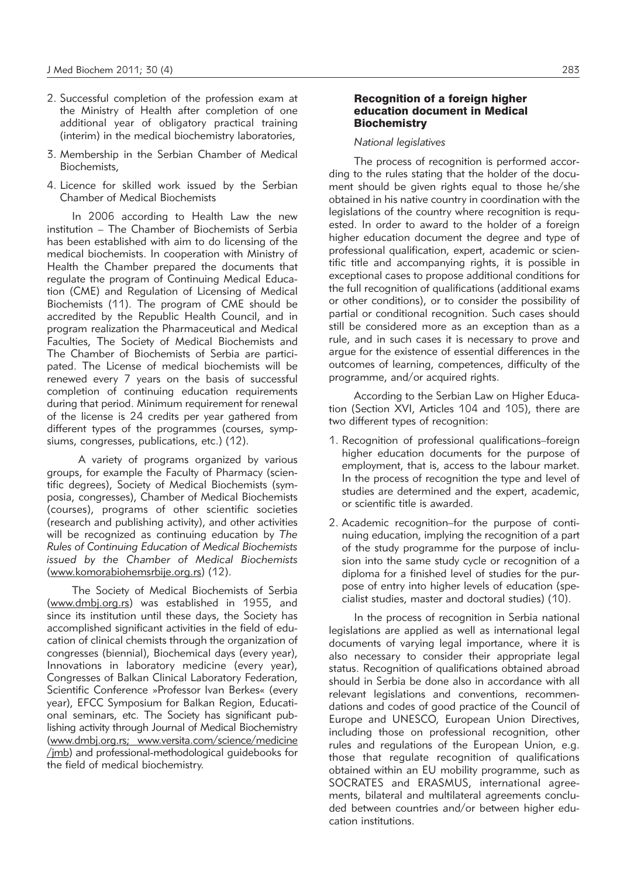2. Successful completion of the profession exam at the Ministry of Health after completion of one additional year of obligatory practical training (interim) in the medical biochemistry laboratories,
3. Membership in the Serbian Chamber of Medical Biochemists,
4. Licence for skilled work issued by the Serbian Chamber of Medical Biochemists

In 2006 according to Health Law the new institution – The Chamber of Biochemists of Serbia has been established with aim to do licensing of the medical biochemists. In cooperation with Ministry of Health the Chamber prepared the documents that regulate the program of Continuing Medical Education (CME) and Regulation of Licensing of Medical Biochemists (11). The program of CME should be accredited by the Republic Health Council, and in program realization the Pharmaceutical and Medical Faculties, The Society of Medical Biochemists and The Chamber of Biochemists of Serbia are participated. The License of medical biochemists will be renewed every 7 years on the basis of successful completion of continuing education requirements during that period. Minimum requirement for renewal of the license is 24 credits per year gathered from different types of the programmes (courses, sympsiums, congresses, publications, etc.) (12).

A variety of programs organized by various groups, for example the Faculty of Pharmacy (scientific degrees), Society of Medical Biochemists (symposia, congresses), Chamber of Medical Biochemists (courses), programs of other scientific societies (research and publishing activity), and other activities will be recognized as continuing education by *The Rules of Continuing Education of Medical Biochemists issued by the Chamber of Medical Biochemists* (www.komorabiohemsrbije.org.rs) (12).

The Society of Medical Biochemists of Serbia (www.dmbj.org.rs) was established in 1955, and since its institution until these days, the Society has accomplished significant activities in the field of education of clinical chemists through the organization of congresses (biennial), Biochemical days (every year), Innovations in laboratory medicine (every year), Congresses of Balkan Clinical Laboratory Federation, Scientific Conference »Professor Ivan Berkes« (every year), EFCC Symposium for Balkan Region, Educational seminars, etc. The Society has significant publishing activity through Journal of Medical Biochemistry (www.dmbj.org.rs; www.versita.com/science/medicine/jmb) and professional-methodological guidebooks for the field of medical biochemistry.

## Recognition of a foreign higher education document in Medical Biochemistry

### *National legislatives*

The process of recognition is performed according to the rules stating that the holder of the document should be given rights equal to those he/she obtained in his native country in coordination with the legislations of the country where recognition is requested. In order to award to the holder of a foreign higher education document the degree and type of professional qualification, expert, academic or scientific title and accompanying rights, it is possible in exceptional cases to propose additional conditions for the full recognition of qualifications (additional exams or other conditions), or to consider the possibility of partial or conditional recognition. Such cases should still be considered more as an exception than as a rule, and in such cases it is necessary to prove and argue for the existence of essential differences in the outcomes of learning, competences, difficulty of the programme, and/or acquired rights.

According to the Serbian Law on Higher Education (Section XVI, Articles 104 and 105), there are two different types of recognition:

1. Recognition of professional qualifications–foreign higher education documents for the purpose of employment, that is, access to the labour market. In the process of recognition the type and level of studies are determined and the expert, academic, or scientific title is awarded.
2. Academic recognition–for the purpose of continuing education, implying the recognition of a part of the study programme for the purpose of inclusion into the same study cycle or recognition of a diploma for a finished level of studies for the purpose of entry into higher levels of education (specialist studies, master and doctoral studies) (10).

In the process of recognition in Serbia national legislations are applied as well as international legal documents of varying legal importance, where it is also necessary to consider their appropriate legal status. Recognition of qualifications obtained abroad should in Serbia be done also in accordance with all relevant legislations and conventions, recommendations and codes of good practice of the Council of Europe and UNESCO, European Union Directives, including those on professional recognition, other rules and regulations of the European Union, e.g. those that regulate recognition of qualifications obtained within an EU mobility programme, such as SOCRATES and ERASMUS, international agreements, bilateral and multilateral agreements concluded between countries and/or between higher education institutions.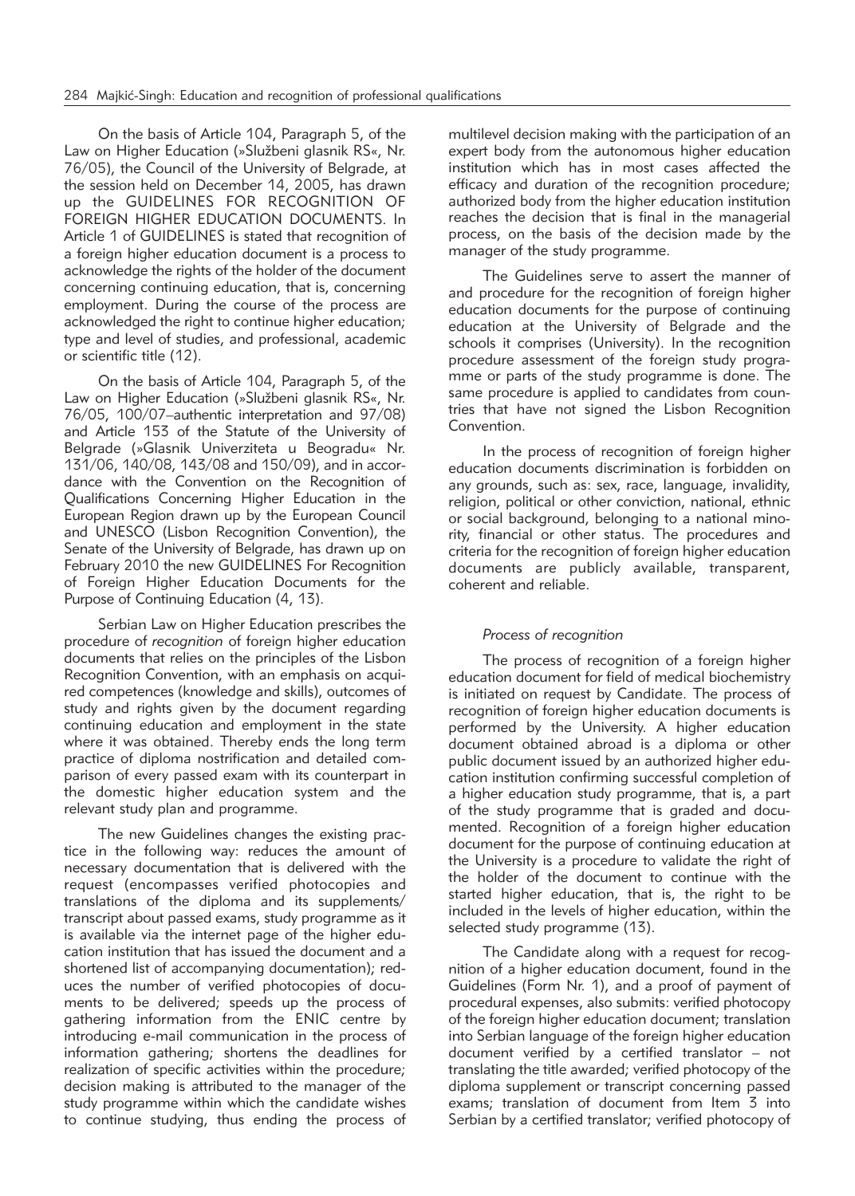On the basis of Article 104, Paragraph 5, of the Law on Higher Education (»Službeni glasnik RS«, Nr. 76/05), the Council of the University of Belgrade, at the session held on December 14, 2005, has drawn up the GUIDELINES FOR RECOGNITION OF FOREIGN HIGHER EDUCATION DOCUMENTS. In Article 1 of GUIDELINES is stated that recognition of a foreign higher education document is a process to acknowledge the rights of the holder of the document concerning continuing education, that is, concerning employment. During the course of the process are acknowledged the right to continue higher education; type and level of studies, and professional, academic or scientific title (12).

On the basis of Article 104, Paragraph 5, of the Law on Higher Education (»Službeni glasnik RS«, Nr. 76/05, 100/07–authentic interpretation and 97/08) and Article 153 of the Statute of the University of Belgrade (»Glasnik Univerziteta u Beogradu« Nr. 131/06, 140/08, 143/08 and 150/09), and in accordance with the Convention on the Recognition of Qualifications Concerning Higher Education in the European Region drawn up by the European Council and UNESCO (Lisbon Recognition Convention), the Senate of the University of Belgrade, has drawn up on February 2010 the new GUIDELINES For Recognition of Foreign Higher Education Documents for the Purpose of Continuing Education (4, 13).

Serbian Law on Higher Education prescribes the procedure of *recognition* of foreign higher education documents that relies on the principles of the Lisbon Recognition Convention, with an emphasis on acquired competences (knowledge and skills), outcomes of study and rights given by the document regarding continuing education and employment in the state where it was obtained. Thereby ends the long term practice of diploma nostrification and detailed comparison of every passed exam with its counterpart in the domestic higher education system and the relevant study plan and programme.

The new Guidelines changes the existing practice in the following way: reduces the amount of necessary documentation that is delivered with the request (encompasses verified photocopies and translations of the diploma and its supplements/transcript about passed exams, study programme as it is available via the internet page of the higher education institution that has issued the document and a shortened list of accompanying documentation); reduces the number of verified photocopies of documents to be delivered; speeds up the process of gathering information from the ENIC centre by introducing e-mail communication in the process of information gathering; shortens the deadlines for realization of specific activities within the procedure; decision making is attributed to the manager of the study programme within which the candidate wishes to continue studying, thus ending the process of multilevel decision making with the participation of an expert body from the autonomous higher education institution which has in most cases affected the efficacy and duration of the recognition procedure; authorized body from the higher education institution reaches the decision that is final in the managerial process, on the basis of the decision made by the manager of the study programme.

The Guidelines serve to assert the manner of and procedure for the recognition of foreign higher education documents for the purpose of continuing education at the University of Belgrade and the schools it comprises (University). In the recognition procedure assessment of the foreign study programme or parts of the study programme is done. The same procedure is applied to candidates from countries that have not signed the Lisbon Recognition Convention.

In the process of recognition of foreign higher education documents discrimination is forbidden on any grounds, such as: sex, race, language, invalidity, religion, political or other conviction, national, ethnic or social background, belonging to a national minority, financial or other status. The procedures and criteria for the recognition of foreign higher education documents are publicly available, transparent, coherent and reliable.

### *Process of recognition*

The process of recognition of a foreign higher education document for field of medical biochemistry is initiated on request by Candidate. The process of recognition of foreign higher education documents is performed by the University. A higher education document obtained abroad is a diploma or other public document issued by an authorized higher education institution confirming successful completion of a higher education study programme, that is, a part of the study programme that is graded and documented. Recognition of a foreign higher education document for the purpose of continuing education at the University is a procedure to validate the right of the holder of the document to continue with the started higher education, that is, the right to be included in the levels of higher education, within the selected study programme (13).

The Candidate along with a request for recognition of a higher education document, found in the Guidelines (Form Nr. 1), and a proof of payment of procedural expenses, also submits: verified photocopy of the foreign higher education document; translation into Serbian language of the foreign higher education document verified by a certified translator – not translating the title awarded; verified photocopy of the diploma supplement or transcript concerning passed exams; translation of document from Item 3 into Serbian by a certified translator; verified photocopy of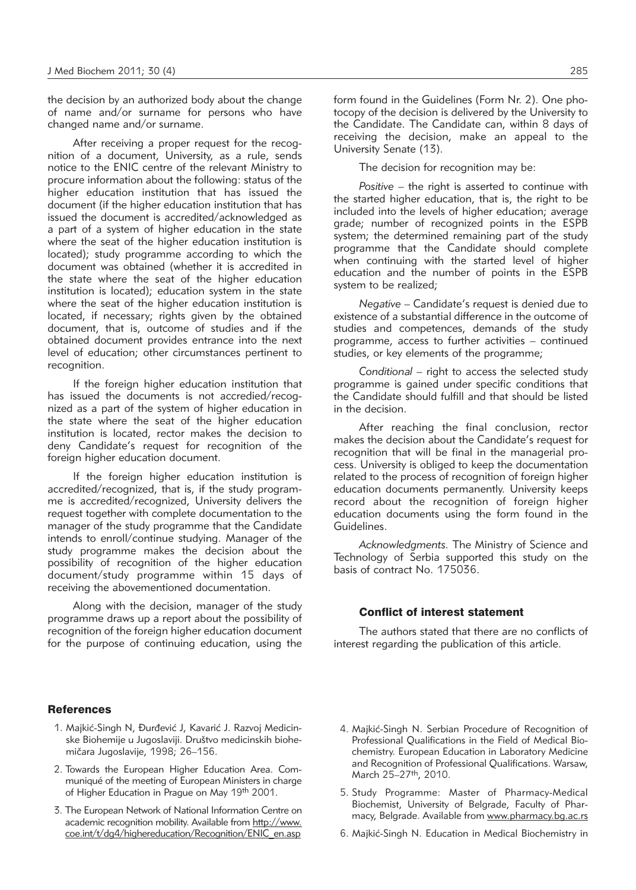the decision by an authorized body about the change of name and/or surname for persons who have changed name and/or surname.

After receiving a proper request for the recognition of a document, University, as a rule, sends notice to the ENIC centre of the relevant Ministry to procure information about the following: status of the higher education institution that has issued the document (if the higher education institution that has issued the document is accredited/acknowledged as a part of a system of higher education in the state where the seat of the higher education institution is located); study programme according to which the document was obtained (whether it is accredited in the state where the seat of the higher education institution is located); education system in the state where the seat of the higher education institution is located, if necessary; rights given by the obtained document, that is, outcome of studies and if the obtained document provides entrance into the next level of education; other circumstances pertinent to recognition.

If the foreign higher education institution that has issued the documents is not accredied/recognized as a part of the system of higher education in the state where the seat of the higher education institution is located, rector makes the decision to deny Candidate's request for recognition of the foreign higher education document.

If the foreign higher education institution is accredited/recognized, that is, if the study programme is accredited/recognized, University delivers the request together with complete documentation to the manager of the study programme that the Candidate intends to enroll/continue studying. Manager of the study programme makes the decision about the possibility of recognition of the higher education document/study programme within 15 days of receiving the abovementioned documentation.

Along with the decision, manager of the study programme draws up a report about the possibility of recognition of the foreign higher education document for the purpose of continuing education, using the form found in the Guidelines (Form Nr. 2). One photocopy of the decision is delivered by the University to the Candidate. The Candidate can, within 8 days of receiving the decision, make an appeal to the University Senate (13).

The decision for recognition may be:

*Positive* – the right is asserted to continue with the started higher education, that is, the right to be included into the levels of higher education; average grade; number of recognized points in the ESPB system; the determined remaining part of the study programme that the Candidate should complete when continuing with the started level of higher education and the number of points in the ESPB system to be realized;

*Negative* – Candidate's request is denied due to existence of a substantial difference in the outcome of studies and competences, demands of the study programme, access to further activities – continued studies, or key elements of the programme;

*Conditional* – right to access the selected study programme is gained under specific conditions that the Candidate should fulfill and that should be listed in the decision.

After reaching the final conclusion, rector makes the decision about the Candidate's request for recognition that will be final in the managerial process. University is obliged to keep the documentation related to the process of recognition of foreign higher education documents permanently. University keeps record about the recognition of foreign higher education documents using the form found in the Guidelines.

*Acknowledgments.* The Ministry of Science and Technology of Serbia supported this study on the basis of contract No. 175036.

## Conflict of interest statement

The authors stated that there are no conflicts of interest regarding the publication of this article.

## References

1. Majkić-Singh N, Đurđević J, Kavarić J. Razvoj Medicinske Biohemije u Jugoslaviji. Društvo medicinskih biohemičara Jugoslavije, 1998; 26–156.
2. Towards the European Higher Education Area. Communiqué of the meeting of European Ministers in charge of Higher Education in Prague on May 19th 2001.
3. The European Network of National Information Centre on academic recognition mobility. Available from http://www.coe.int/t/dg4/highereducation/Recognition/ENIC_en.asp
4. Majkić-Singh N. Serbian Procedure of Recognition of Professional Qualifications in the Field of Medical Biochemistry. European Education in Laboratory Medicine and Recognition of Professional Qualifications. Warsaw, March 25–27th, 2010.
5. Study Programme: Master of Pharmacy-Medical Biochemist, University of Belgrade, Faculty of Pharmacy, Belgrade. Available from www.pharmacy.bg.ac.rs
6. Majkić-Singh N. Education in Medical Biochemistry in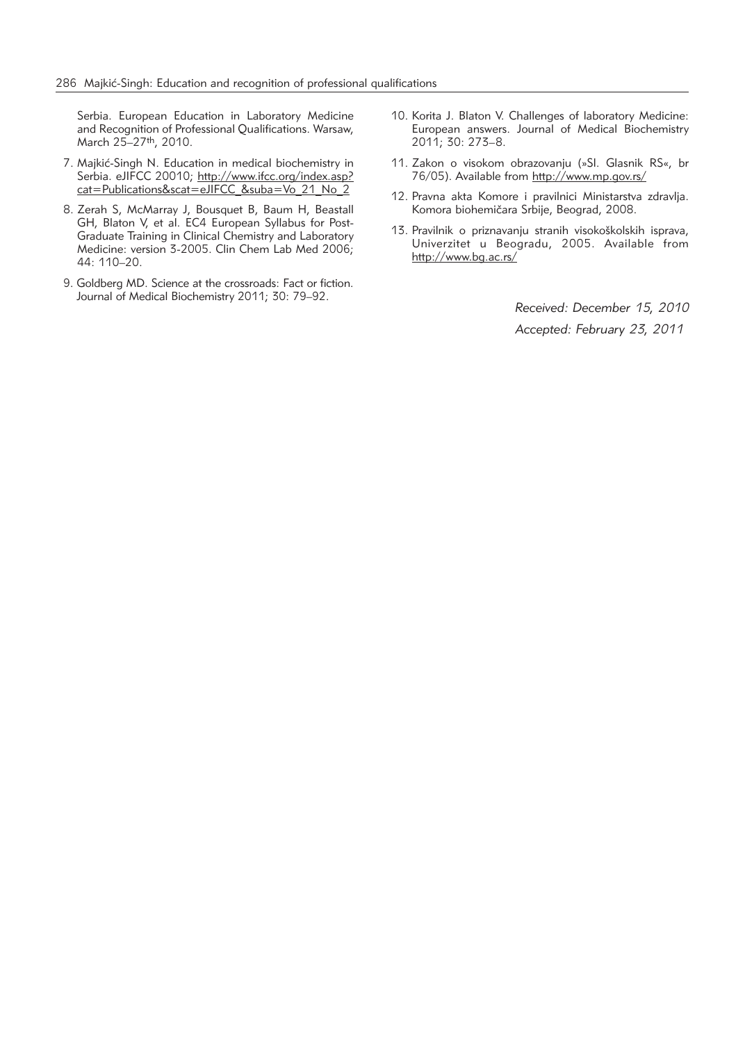Serbia. European Education in Laboratory Medicine and Recognition of Professional Qualifications. Warsaw, March 25–27th, 2010.

7. Majkić-Singh N. Education in medical biochemistry in Serbia. eJIFCC 20010; http://www.ifcc.org/index.asp?cat=Publications&scat=eJIFCC_&suba=Vo_21_No_2

8. Zerah S, McMarray J, Bousquet B, Baum H, Beastall GH, Blaton V, et al. EC4 European Syllabus for Post-Graduate Training in Clinical Chemistry and Laboratory Medicine: version 3-2005. Clin Chem Lab Med 2006; 44: 110–20.

9. Goldberg MD. Science at the crossroads: Fact or fiction. Journal of Medical Biochemistry 2011; 30: 79–92.

10. Korita J. Blaton V. Challenges of laboratory Medicine: European answers. Journal of Medical Biochemistry 2011; 30: 273–8.

11. Zakon o visokom obrazovanju (»Sl. Glasnik RS«, br 76/05). Available from http://www.mp.gov.rs/

12. Pravna akta Komore i pravilnici Ministarstva zdravlja. Komora biohemičara Srbije, Beograd, 2008.

13. Pravilnik o priznavanju stranih visokoškolskih isprava, Univerzitet u Beogradu, 2005. Available from http://www.bg.ac.rs/

*Received: December 15, 2010*

*Accepted: February 23, 2011*